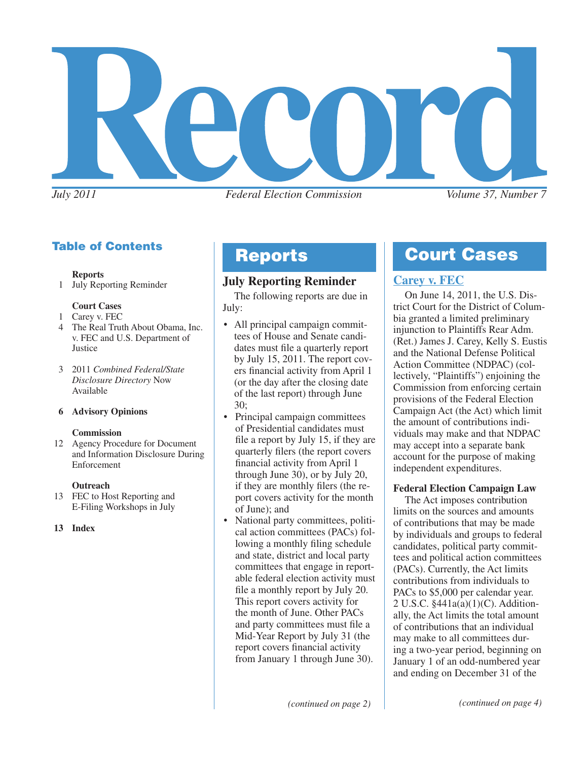# Record

*July 2011* *Federal Election Commission* *Volume 37, Number 7*

## Table of Contents

**Reports**

1 July Reporting Reminder

**Court Cases**

1 Carey v. FEC

4 The Real Truth About Obama, Inc. v. FEC and U.S. Department of Justice

3 2011 *Combined Federal/State Disclosure Directory* Now Available

**6 Advisory Opinions**

**Commission**

12 Agency Procedure for Document and Information Disclosure During Enforcement

**Outreach**

13 FEC to Host Reporting and E-Filing Workshops in July

**13 Index**

## Reports

### July Reporting Reminder

The following reports are due in July:

- All principal campaign committees of House and Senate candidates must file a quarterly report by July 15, 2011. The report covers financial activity from April 1 (or the day after the closing date of the last report) through June 30;
- Principal campaign committees of Presidential candidates must file a report by July 15, if they are quarterly filers (the report covers financial activity from April 1 through June 30), or by July 20, if they are monthly filers (the report covers activity for the month of June); and
- National party committees, political action committees (PACs) following a monthly filing schedule and state, district and local party committees that engage in reportable federal election activity must file a monthly report by July 20. This report covers activity for the month of June. Other PACs and party committees must file a Mid-Year Report by July 31 (the report covers financial activity from January 1 through June 30).

*(continued on page 2)*

## Court Cases

### Carey v. FEC

On June 14, 2011, the U.S. District Court for the District of Columbia granted a limited preliminary injunction to Plaintiffs Rear Adm. (Ret.) James J. Carey, Kelly S. Eustis and the National Defense Political Action Committee (NDPAC) (collectively, "Plaintiffs") enjoining the Commission from enforcing certain provisions of the Federal Election Campaign Act (the Act) which limit the amount of contributions individuals may make and that NDPAC may accept into a separate bank account for the purpose of making independent expenditures.

**Federal Election Campaign Law**

The Act imposes contribution limits on the sources and amounts of contributions that may be made by individuals and groups to federal candidates, political party committees and political action committees (PACs). Currently, the Act limits contributions from individuals to PACs to $5,000 per calendar year. 2 U.S.C. §441a(a)(1)(C). Additionally, the Act limits the total amount of contributions that an individual may make to all committees during a two-year period, beginning on January 1 of an odd-numbered year and ending on December 31 of the

*(continued on page 4)*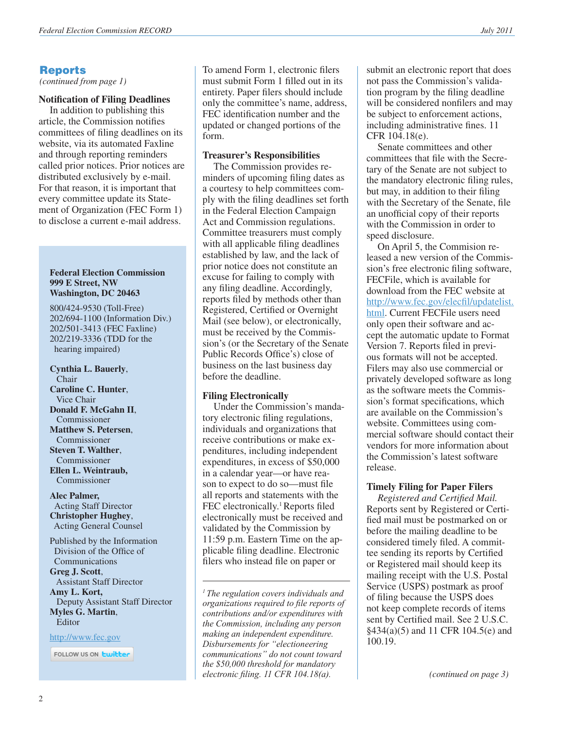## Reports

*(continued from page 1)*

### Notification of Filing Deadlines

In addition to publishing this article, the Commission notifies committees of filing deadlines on its website, via its automated Faxline and through reporting reminders called prior notices. Prior notices are distributed exclusively by e-mail. For that reason, it is important that every committee update its Statement of Organization (FEC Form 1) to disclose a current e-mail address.

To amend Form 1, electronic filers must submit Form 1 filled out in its entirety. Paper filers should include only the committee's name, address, FEC identification number and the updated or changed portions of the form.

### Treasurer's Responsibilities

The Commission provides reminders of upcoming filing dates as a courtesy to help committees comply with the filing deadlines set forth in the Federal Election Campaign Act and Commission regulations. Committee treasurers must comply with all applicable filing deadlines established by law, and the lack of prior notice does not constitute an excuse for failing to comply with any filing deadline. Accordingly, reports filed by methods other than Registered, Certified or Overnight Mail (see below), or electronically, must be received by the Commission's (or the Secretary of the Senate Public Records Office's) close of business on the last business day before the deadline.

### Filing Electronically

Under the Commission's mandatory electronic filing regulations, individuals and organizations that receive contributions or make expenditures, including independent expenditures, in excess of $50,000 in a calendar year—or have reason to expect to do so—must file all reports and statements with the FEC electronically.[1] Reports filed electronically must be received and validated by the Commission by 11:59 p.m. Eastern Time on the applicable filing deadline. Electronic filers who instead file on paper or submit an electronic report that does not pass the Commission's validation program by the filing deadline will be considered nonfilers and may be subject to enforcement actions, including administrative fines. 11 CFR 104.18(e).

Senate committees and other committees that file with the Secretary of the Senate are not subject to the mandatory electronic filing rules, but may, in addition to their filing with the Secretary of the Senate, file an unofficial copy of their reports with the Commission in order to speed disclosure.

On April 5, the Commission released a new version of the Commission's free electronic filing software, FECFile, which is available for download from the FEC website at http://www.fec.gov/elecfil/updatelist.html. Current FECFile users need only open their software and accept the automatic update to Format Version 7. Reports filed in previous formats will not be accepted. Filers may also use commercial or privately developed software as long as the software meets the Commission's format specifications, which are available on the Commission's website. Committees using commercial software should contact their vendors for more information about the Commission's latest software release.

### Timely Filing for Paper Filers

*Registered and Certified Mail.* Reports sent by Registered or Certified mail must be postmarked on or before the mailing deadline to be considered timely filed. A committee sending its reports by Certified or Registered mail should keep its mailing receipt with the U.S. Postal Service (USPS) postmark as proof of filing because the USPS does not keep complete records of items sent by Certified mail. See 2 U.S.C. §434(a)(5) and 11 CFR 104.5(e) and 100.19.

*(continued on page 3)*

---

[1] *The regulation covers individuals and organizations required to file reports of contributions and/or expenditures with the Commission, including any person making an independent expenditure. Disbursements for "electioneering communications" do not count toward the $50,000 threshold for mandatory electronic filing. 11 CFR 104.18(a).*

---

**Federal Election Commission**
**999 E Street, NW**
**Washington, DC 20463**

800/424-9530 (Toll-Free)
202/694-1100 (Information Div.)
202/501-3413 (FEC Faxline)
202/219-3336 (TDD for the hearing impaired)

**Cynthia L. Bauerly**, Chair
**Caroline C. Hunter**, Vice Chair
**Donald F. McGahn II**, Commissioner
**Matthew S. Petersen**, Commissioner
**Steven T. Walther**, Commissioner
**Ellen L. Weintraub,** Commissioner

**Alec Palmer,** Acting Staff Director
**Christopher Hughey**, Acting General Counsel

Published by the Information Division of the Office of Communications
**Greg J. Scott**, Assistant Staff Director
**Amy L. Kort,** Deputy Assistant Staff Director
**Myles G. Martin**, Editor

http://www.fec.gov

FOLLOW US ON twitter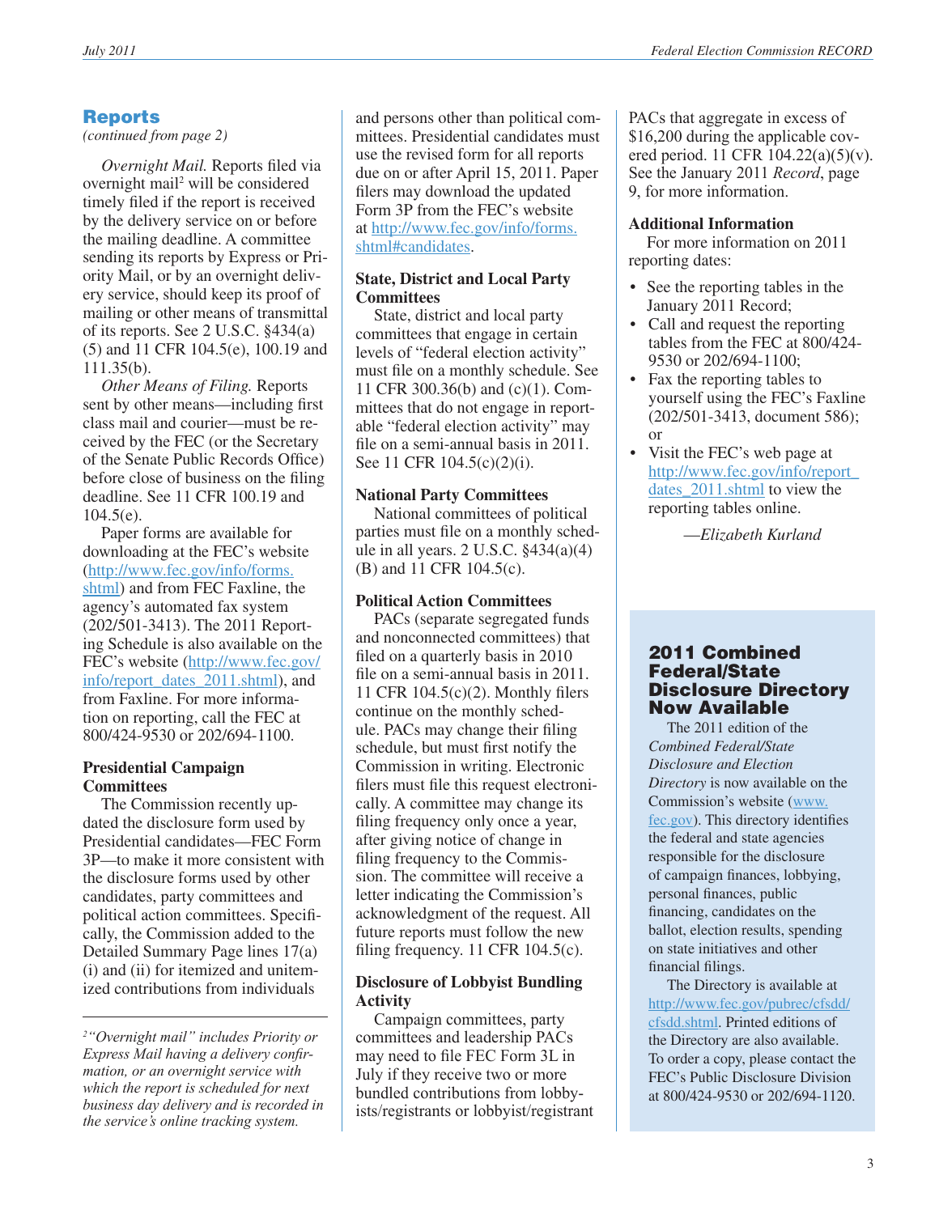## Reports

*(continued from page 2)*

*Overnight Mail.* Reports filed via overnight mail[2] will be considered timely filed if the report is received by the delivery service on or before the mailing deadline. A committee sending its reports by Express or Priority Mail, or by an overnight delivery service, should keep its proof of mailing or other means of transmittal of its reports. See 2 U.S.C. §434(a)(5) and 11 CFR 104.5(e), 100.19 and 111.35(b).

*Other Means of Filing.* Reports sent by other means—including first class mail and courier—must be received by the FEC (or the Secretary of the Senate Public Records Office) before close of business on the filing deadline. See 11 CFR 100.19 and 104.5(e).

Paper forms are available for downloading at the FEC's website (http://www.fec.gov/info/forms.shtml) and from FEC Faxline, the agency's automated fax system (202/501-3413). The 2011 Reporting Schedule is also available on the FEC's website (http://www.fec.gov/info/report_dates_2011.shtml), and from Faxline. For more information on reporting, call the FEC at 800/424-9530 or 202/694-1100.

**Presidential Campaign Committees**

The Commission recently updated the disclosure form used by Presidential candidates—FEC Form 3P—to make it more consistent with the disclosure forms used by other candidates, party committees and political action committees. Specifically, the Commission added to the Detailed Summary Page lines 17(a)(i) and (ii) for itemized and unitemized contributions from individuals and persons other than political committees. Presidential candidates must use the revised form for all reports due on or after April 15, 2011. Paper filers may download the updated Form 3P from the FEC's website at http://www.fec.gov/info/forms.shtml#candidates.

**State, District and Local Party Committees**

State, district and local party committees that engage in certain levels of "federal election activity" must file on a monthly schedule. See 11 CFR 300.36(b) and (c)(1). Committees that do not engage in reportable "federal election activity" may file on a semi-annual basis in 2011. See 11 CFR 104.5(c)(2)(i).

**National Party Committees**

National committees of political parties must file on a monthly schedule in all years. 2 U.S.C. §434(a)(4)(B) and 11 CFR 104.5(c).

**Political Action Committees**

PACs (separate segregated funds and nonconnected committees) that filed on a quarterly basis in 2010 file on a semi-annual basis in 2011. 11 CFR 104.5(c)(2). Monthly filers continue on the monthly schedule. PACs may change their filing schedule, but must first notify the Commission in writing. Electronic filers must file this request electronically. A committee may change its filing frequency only once a year, after giving notice of change in filing frequency to the Commission. The committee will receive a letter indicating the Commission's acknowledgment of the request. All future reports must follow the new filing frequency. 11 CFR 104.5(c).

**Disclosure of Lobbyist Bundling Activity**

Campaign committees, party committees and leadership PACs may need to file FEC Form 3L in July if they receive two or more bundled contributions from lobbyists/registrants or lobbyist/registrant PACs that aggregate in excess of $16,200 during the applicable covered period. 11 CFR 104.22(a)(5)(v). See the January 2011 *Record*, page 9, for more information.

**Additional Information**

For more information on 2011 reporting dates:

- See the reporting tables in the January 2011 Record;
- Call and request the reporting tables from the FEC at 800/424-9530 or 202/694-1100;
- Fax the reporting tables to yourself using the FEC's Faxline (202/501-3413, document 586); or
- Visit the FEC's web page at http://www.fec.gov/info/report_dates_2011.shtml to view the reporting tables online.

*—Elizabeth Kurland*

[2] *"Overnight mail" includes Priority or Express Mail having a delivery confirmation, or an overnight service with which the report is scheduled for next business day delivery and is recorded in the service's online tracking system.*

## 2011 Combined Federal/State Disclosure Directory Now Available

The 2011 edition of the *Combined Federal/State Disclosure and Election Directory* is now available on the Commission's website (www.fec.gov). This directory identifies the federal and state agencies responsible for the disclosure of campaign finances, lobbying, personal finances, public financing, candidates on the ballot, election results, spending on state initiatives and other financial filings.

The Directory is available at http://www.fec.gov/pubrec/cfsdd/cfsdd.shtml. Printed editions of the Directory are also available. To order a copy, please contact the FEC's Public Disclosure Division at 800/424-9530 or 202/694-1120.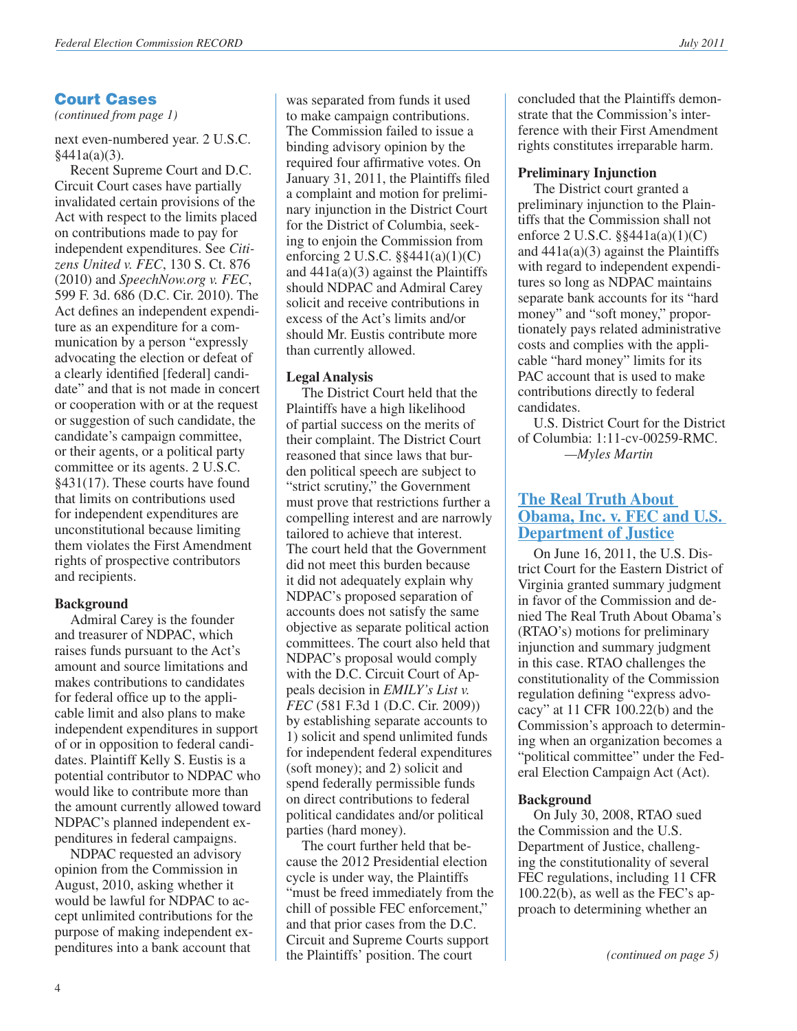## Court Cases

*(continued from page 1)*

next even-numbered year. 2 U.S.C. §441a(a)(3).

Recent Supreme Court and D.C. Circuit Court cases have partially invalidated certain provisions of the Act with respect to the limits placed on contributions made to pay for independent expenditures. See *Citizens United v. FEC*, 130 S. Ct. 876 (2010) and *SpeechNow.org v. FEC*, 599 F. 3d. 686 (D.C. Cir. 2010). The Act defines an independent expenditure as an expenditure for a communication by a person "expressly advocating the election or defeat of a clearly identified [federal] candidate" and that is not made in concert or cooperation with or at the request or suggestion of such candidate, the candidate's campaign committee, or their agents, or a political party committee or its agents. 2 U.S.C. §431(17). These courts have found that limits on contributions used for independent expenditures are unconstitutional because limiting them violates the First Amendment rights of prospective contributors and recipients.

**Background**

Admiral Carey is the founder and treasurer of NDPAC, which raises funds pursuant to the Act's amount and source limitations and makes contributions to candidates for federal office up to the applicable limit and also plans to make independent expenditures in support of or in opposition to federal candidates. Plaintiff Kelly S. Eustis is a potential contributor to NDPAC who would like to contribute more than the amount currently allowed toward NDPAC's planned independent expenditures in federal campaigns.

NDPAC requested an advisory opinion from the Commission in August, 2010, asking whether it would be lawful for NDPAC to accept unlimited contributions for the purpose of making independent expenditures into a bank account that was separated from funds it used to make campaign contributions. The Commission failed to issue a binding advisory opinion by the required four affirmative votes. On January 31, 2011, the Plaintiffs filed a complaint and motion for preliminary injunction in the District Court for the District of Columbia, seeking to enjoin the Commission from enforcing 2 U.S.C. §§441(a)(1)(C) and 441a(a)(3) against the Plaintiffs should NDPAC and Admiral Carey solicit and receive contributions in excess of the Act's limits and/or should Mr. Eustis contribute more than currently allowed.

**Legal Analysis**

The District Court held that the Plaintiffs have a high likelihood of partial success on the merits of their complaint. The District Court reasoned that since laws that burden political speech are subject to "strict scrutiny," the Government must prove that restrictions further a compelling interest and are narrowly tailored to achieve that interest. The court held that the Government did not meet this burden because it did not adequately explain why NDPAC's proposed separation of accounts does not satisfy the same objective as separate political action committees. The court also held that NDPAC's proposal would comply with the D.C. Circuit Court of Appeals decision in *EMILY's List v. FEC* (581 F.3d 1 (D.C. Cir. 2009)) by establishing separate accounts to 1) solicit and spend unlimited funds for independent federal expenditures (soft money); and 2) solicit and spend federally permissible funds on direct contributions to federal political candidates and/or political parties (hard money).

The court further held that because the 2012 Presidential election cycle is under way, the Plaintiffs "must be freed immediately from the chill of possible FEC enforcement," and that prior cases from the D.C. Circuit and Supreme Courts support the Plaintiffs' position. The court concluded that the Plaintiffs demonstrate that the Commission's interference with their First Amendment rights constitutes irreparable harm.

**Preliminary Injunction**

The District court granted a preliminary injunction to the Plaintiffs that the Commission shall not enforce 2 U.S.C. §§441a(a)(1)(C) and 441a(a)(3) against the Plaintiffs with regard to independent expenditures so long as NDPAC maintains separate bank accounts for its "hard money" and "soft money," proportionately pays related administrative costs and complies with the applicable "hard money" limits for its PAC account that is used to make contributions directly to federal candidates.

U.S. District Court for the District of Columbia: 1:11-cv-00259-RMC.

—*Myles Martin*

## The Real Truth About Obama, Inc. v. FEC and U.S. Department of Justice

On June 16, 2011, the U.S. District Court for the Eastern District of Virginia granted summary judgment in favor of the Commission and denied The Real Truth About Obama's (RTAO's) motions for preliminary injunction and summary judgment in this case. RTAO challenges the constitutionality of the Commission regulation defining "express advocacy" at 11 CFR 100.22(b) and the Commission's approach to determining when an organization becomes a "political committee" under the Federal Election Campaign Act (Act).

**Background**

On July 30, 2008, RTAO sued the Commission and the U.S. Department of Justice, challenging the constitutionality of several FEC regulations, including 11 CFR 100.22(b), as well as the FEC's approach to determining whether an

*(continued on page 5)*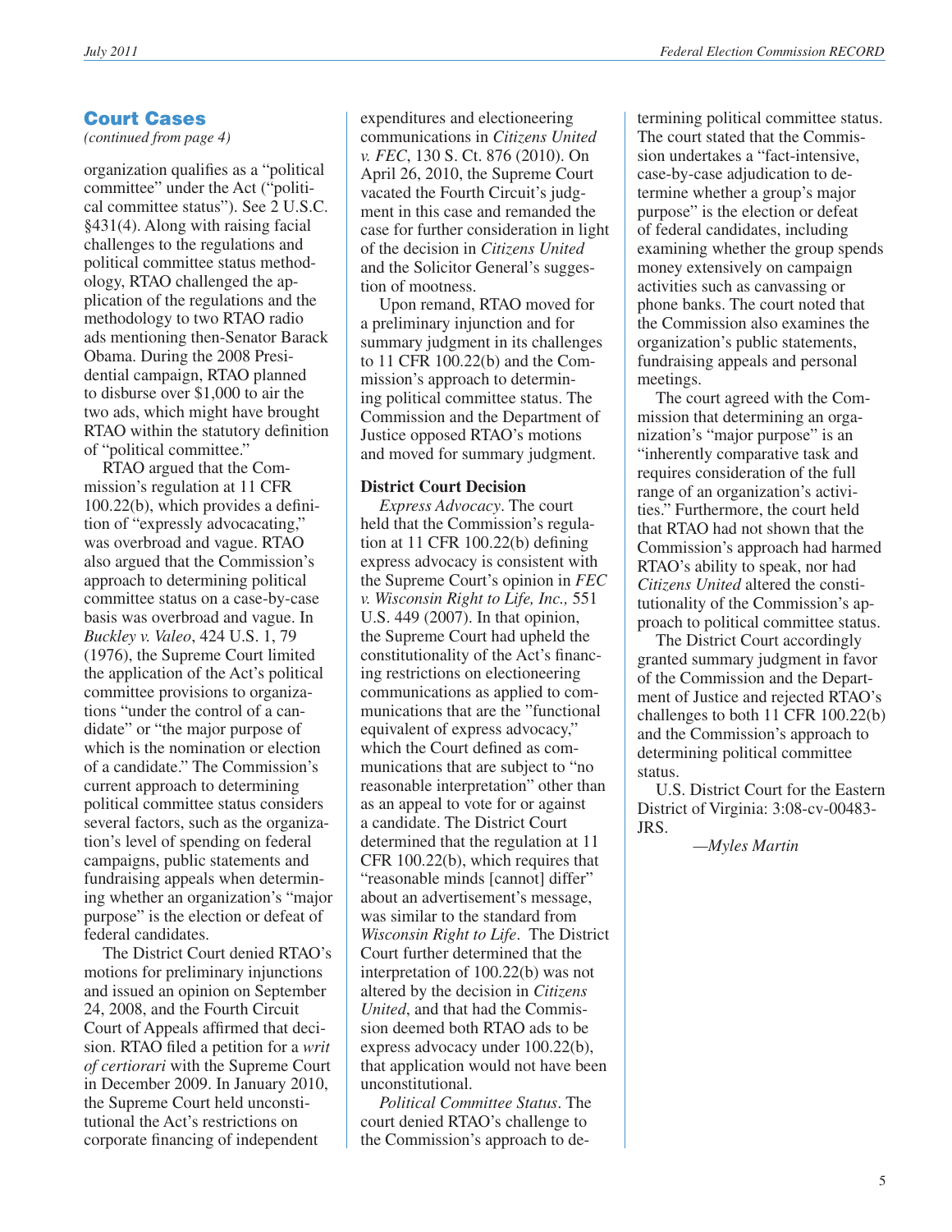## Court Cases

*(continued from page 4)*

organization qualifies as a "political committee" under the Act ("political committee status"). See 2 U.S.C. §431(4). Along with raising facial challenges to the regulations and political committee status methodology, RTAO challenged the application of the regulations and the methodology to two RTAO radio ads mentioning then-Senator Barack Obama. During the 2008 Presidential campaign, RTAO planned to disburse over $1,000 to air the two ads, which might have brought RTAO within the statutory definition of "political committee."

RTAO argued that the Commission's regulation at 11 CFR 100.22(b), which provides a definition of "expressly advocacating," was overbroad and vague. RTAO also argued that the Commission's approach to determining political committee status on a case-by-case basis was overbroad and vague. In *Buckley v. Valeo*, 424 U.S. 1, 79 (1976), the Supreme Court limited the application of the Act's political committee provisions to organizations "under the control of a candidate" or "the major purpose of which is the nomination or election of a candidate." The Commission's current approach to determining political committee status considers several factors, such as the organization's level of spending on federal campaigns, public statements and fundraising appeals when determining whether an organization's "major purpose" is the election or defeat of federal candidates.

The District Court denied RTAO's motions for preliminary injunctions and issued an opinion on September 24, 2008, and the Fourth Circuit Court of Appeals affirmed that decision. RTAO filed a petition for a *writ of certiorari* with the Supreme Court in December 2009. In January 2010, the Supreme Court held unconstitutional the Act's restrictions on corporate financing of independent expenditures and electioneering communications in *Citizens United v. FEC*, 130 S. Ct. 876 (2010). On April 26, 2010, the Supreme Court vacated the Fourth Circuit's judgment in this case and remanded the case for further consideration in light of the decision in *Citizens United* and the Solicitor General's suggestion of mootness.

Upon remand, RTAO moved for a preliminary injunction and for summary judgment in its challenges to 11 CFR 100.22(b) and the Commission's approach to determining political committee status. The Commission and the Department of Justice opposed RTAO's motions and moved for summary judgment.

### District Court Decision

*Express Advocacy*. The court held that the Commission's regulation at 11 CFR 100.22(b) defining express advocacy is consistent with the Supreme Court's opinion in *FEC v. Wisconsin Right to Life, Inc.,* 551 U.S. 449 (2007). In that opinion, the Supreme Court had upheld the constitutionality of the Act's financing restrictions on electioneering communications as applied to communications that are the "functional equivalent of express advocacy," which the Court defined as communications that are subject to "no reasonable interpretation" other than as an appeal to vote for or against a candidate. The District Court determined that the regulation at 11 CFR 100.22(b), which requires that "reasonable minds [cannot] differ" about an advertisement's message, was similar to the standard from *Wisconsin Right to Life*. The District Court further determined that the interpretation of 100.22(b) was not altered by the decision in *Citizens United*, and that had the Commission deemed both RTAO ads to be express advocacy under 100.22(b), that application would not have been unconstitutional.

*Political Committee Status*. The court denied RTAO's challenge to the Commission's approach to determining political committee status. The court stated that the Commission undertakes a "fact-intensive, case-by-case adjudication to determine whether a group's major purpose" is the election or defeat of federal candidates, including examining whether the group spends money extensively on campaign activities such as canvassing or phone banks. The court noted that the Commission also examines the organization's public statements, fundraising appeals and personal meetings.

The court agreed with the Commission that determining an organization's "major purpose" is an "inherently comparative task and requires consideration of the full range of an organization's activities." Furthermore, the court held that RTAO had not shown that the Commission's approach had harmed RTAO's ability to speak, nor had *Citizens United* altered the constitutionality of the Commission's approach to political committee status.

The District Court accordingly granted summary judgment in favor of the Commission and the Department of Justice and rejected RTAO's challenges to both 11 CFR 100.22(b) and the Commission's approach to determining political committee status.

U.S. District Court for the Eastern District of Virginia: 3:08-cv-00483-JRS.

—*Myles Martin*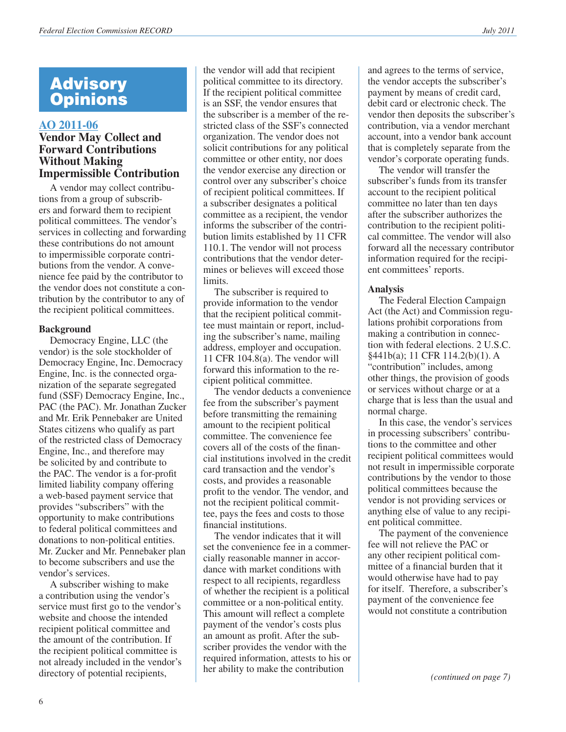# Advisory Opinions

## AO 2011-06

### Vendor May Collect and Forward Contributions Without Making Impermissible Contribution

A vendor may collect contributions from a group of subscribers and forward them to recipient political committees. The vendor's services in collecting and forwarding these contributions do not amount to impermissible corporate contributions from the vendor. A convenience fee paid by the contributor to the vendor does not constitute a contribution by the contributor to any of the recipient political committees.

**Background**

Democracy Engine, LLC (the vendor) is the sole stockholder of Democracy Engine, Inc. Democracy Engine, Inc. is the connected organization of the separate segregated fund (SSF) Democracy Engine, Inc., PAC (the PAC). Mr. Jonathan Zucker and Mr. Erik Pennebaker are United States citizens who qualify as part of the restricted class of Democracy Engine, Inc., and therefore may be solicited by and contribute to the PAC. The vendor is a for-profit limited liability company offering a web-based payment service that provides "subscribers" with the opportunity to make contributions to federal political committees and donations to non-political entities. Mr. Zucker and Mr. Pennebaker plan to become subscribers and use the vendor's services.

A subscriber wishing to make a contribution using the vendor's service must first go to the vendor's website and choose the intended recipient political committee and the amount of the contribution. If the recipient political committee is not already included in the vendor's directory of potential recipients, the vendor will add that recipient political committee to its directory. If the recipient political committee is an SSF, the vendor ensures that the subscriber is a member of the restricted class of the SSF's connected organization. The vendor does not solicit contributions for any political committee or other entity, nor does the vendor exercise any direction or control over any subscriber's choice of recipient political committees. If a subscriber designates a political committee as a recipient, the vendor informs the subscriber of the contribution limits established by 11 CFR 110.1. The vendor will not process contributions that the vendor determines or believes will exceed those limits.

The subscriber is required to provide information to the vendor that the recipient political committee must maintain or report, including the subscriber's name, mailing address, employer and occupation. 11 CFR 104.8(a). The vendor will forward this information to the recipient political committee.

The vendor deducts a convenience fee from the subscriber's payment before transmitting the remaining amount to the recipient political committee. The convenience fee covers all of the costs of the financial institutions involved in the credit card transaction and the vendor's costs, and provides a reasonable profit to the vendor. The vendor, and not the recipient political committee, pays the fees and costs to those financial institutions.

The vendor indicates that it will set the convenience fee in a commercially reasonable manner in accordance with market conditions with respect to all recipients, regardless of whether the recipient is a political committee or a non-political entity. This amount will reflect a complete payment of the vendor's costs plus an amount as profit. After the subscriber provides the vendor with the required information, attests to his or her ability to make the contribution and agrees to the terms of service, the vendor accepts the subscriber's payment by means of credit card, debit card or electronic check. The vendor then deposits the subscriber's contribution, via a vendor merchant account, into a vendor bank account that is completely separate from the vendor's corporate operating funds.

The vendor will transfer the subscriber's funds from its transfer account to the recipient political committee no later than ten days after the subscriber authorizes the contribution to the recipient political committee. The vendor will also forward all the necessary contributor information required for the recipient committees' reports.

**Analysis**

The Federal Election Campaign Act (the Act) and Commission regulations prohibit corporations from making a contribution in connection with federal elections. 2 U.S.C. §441b(a); 11 CFR 114.2(b)(1). A "contribution" includes, among other things, the provision of goods or services without charge or at a charge that is less than the usual and normal charge.

In this case, the vendor's services in processing subscribers' contributions to the committee and other recipient political committees would not result in impermissible corporate contributions by the vendor to those political committees because the vendor is not providing services or anything else of value to any recipient political committee.

The payment of the convenience fee will not relieve the PAC or any other recipient political committee of a financial burden that it would otherwise have had to pay for itself. Therefore, a subscriber's payment of the convenience fee would not constitute a contribution

*(continued on page 7)*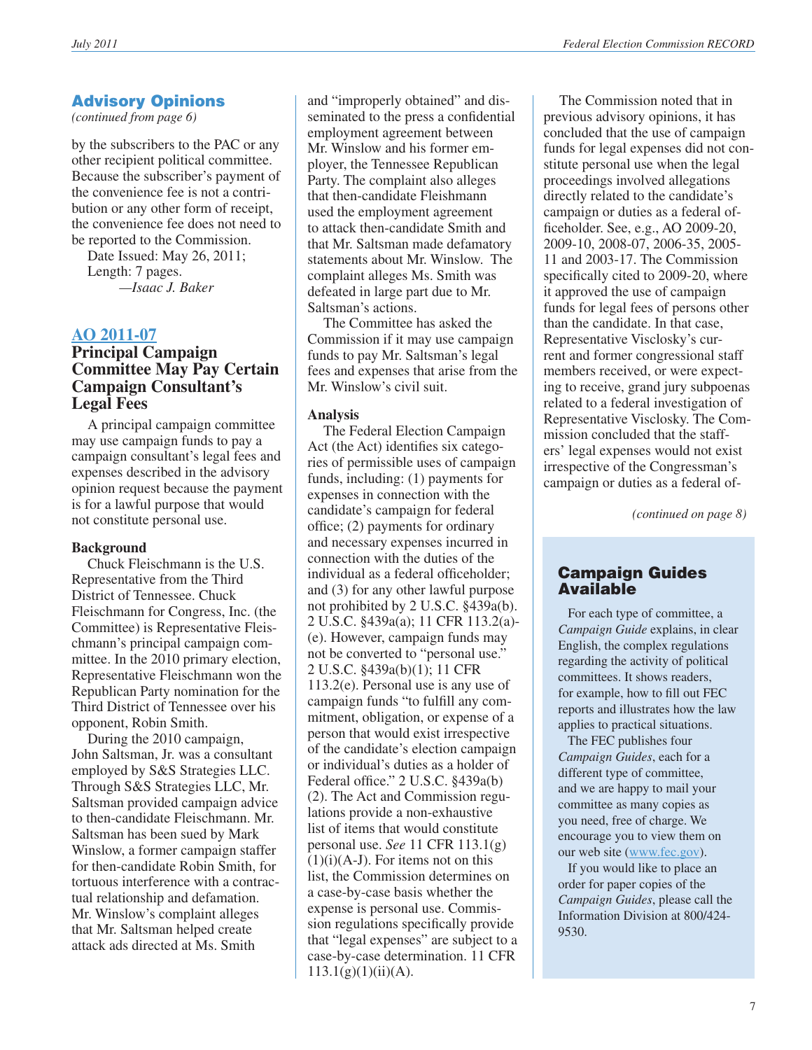## Advisory Opinions

*(continued from page 6)*

by the subscribers to the PAC or any other recipient political committee. Because the subscriber's payment of the convenience fee is not a contribution or any other form of receipt, the convenience fee does not need to be reported to the Commission.

Date Issued: May 26, 2011; Length: 7 pages.

—*Isaac J. Baker*

### AO 2011-07

### Principal Campaign Committee May Pay Certain Campaign Consultant's Legal Fees

A principal campaign committee may use campaign funds to pay a campaign consultant's legal fees and expenses described in the advisory opinion request because the payment is for a lawful purpose that would not constitute personal use.

**Background**

Chuck Fleischmann is the U.S. Representative from the Third District of Tennessee. Chuck Fleischmann for Congress, Inc. (the Committee) is Representative Fleischmann's principal campaign committee. In the 2010 primary election, Representative Fleischmann won the Republican Party nomination for the Third District of Tennessee over his opponent, Robin Smith.

During the 2010 campaign, John Saltsman, Jr. was a consultant employed by S&S Strategies LLC. Through S&S Strategies LLC, Mr. Saltsman provided campaign advice to then-candidate Fleischmann. Mr. Saltsman has been sued by Mark Winslow, a former campaign staffer for then-candidate Robin Smith, for tortuous interference with a contractual relationship and defamation. Mr. Winslow's complaint alleges that Mr. Saltsman helped create attack ads directed at Ms. Smith and "improperly obtained" and disseminated to the press a confidential employment agreement between Mr. Winslow and his former employer, the Tennessee Republican Party. The complaint also alleges that then-candidate Fleishmann used the employment agreement to attack then-candidate Smith and that Mr. Saltsman made defamatory statements about Mr. Winslow. The complaint alleges Ms. Smith was defeated in large part due to Mr. Saltsman's actions.

The Committee has asked the Commission if it may use campaign funds to pay Mr. Saltsman's legal fees and expenses that arise from the Mr. Winslow's civil suit.

**Analysis**

The Federal Election Campaign Act (the Act) identifies six categories of permissible uses of campaign funds, including: (1) payments for expenses in connection with the candidate's campaign for federal office; (2) payments for ordinary and necessary expenses incurred in connection with the duties of the individual as a federal officeholder; and (3) for any other lawful purpose not prohibited by 2 U.S.C. §439a(b). 2 U.S.C. §439a(a); 11 CFR 113.2(a)-(e). However, campaign funds may not be converted to "personal use." 2 U.S.C. §439a(b)(1); 11 CFR 113.2(e). Personal use is any use of campaign funds "to fulfill any commitment, obligation, or expense of a person that would exist irrespective of the candidate's election campaign or individual's duties as a holder of Federal office." 2 U.S.C. §439a(b)(2). The Act and Commission regulations provide a non-exhaustive list of items that would constitute personal use. *See* 11 CFR 113.1(g)(1)(i)(A-J). For items not on this list, the Commission determines on a case-by-case basis whether the expense is personal use. Commission regulations specifically provide that "legal expenses" are subject to a case-by-case determination. 11 CFR 113.1(g)(1)(ii)(A).

The Commission noted that in previous advisory opinions, it has concluded that the use of campaign funds for legal expenses did not constitute personal use when the legal proceedings involved allegations directly related to the candidate's campaign or duties as a federal officeholder. See, e.g., AO 2009-20, 2009-10, 2008-07, 2006-35, 2005-11 and 2003-17. The Commission specifically cited to 2009-20, where it approved the use of campaign funds for legal fees of persons other than the candidate. In that case, Representative Visclosky's current and former congressional staff members received, or were expecting to receive, grand jury subpoenas related to a federal investigation of Representative Visclosky. The Commission concluded that the staffers' legal expenses would not exist irrespective of the Congressman's campaign or duties as a federal of-

*(continued on page 8)*

---

### Campaign Guides Available

For each type of committee, a *Campaign Guide* explains, in clear English, the complex regulations regarding the activity of political committees. It shows readers, for example, how to fill out FEC reports and illustrates how the law applies to practical situations.

The FEC publishes four *Campaign Guides*, each for a different type of committee, and we are happy to mail your committee as many copies as you need, free of charge. We encourage you to view them on our web site (www.fec.gov).

If you would like to place an order for paper copies of the *Campaign Guides*, please call the Information Division at 800/424-9530.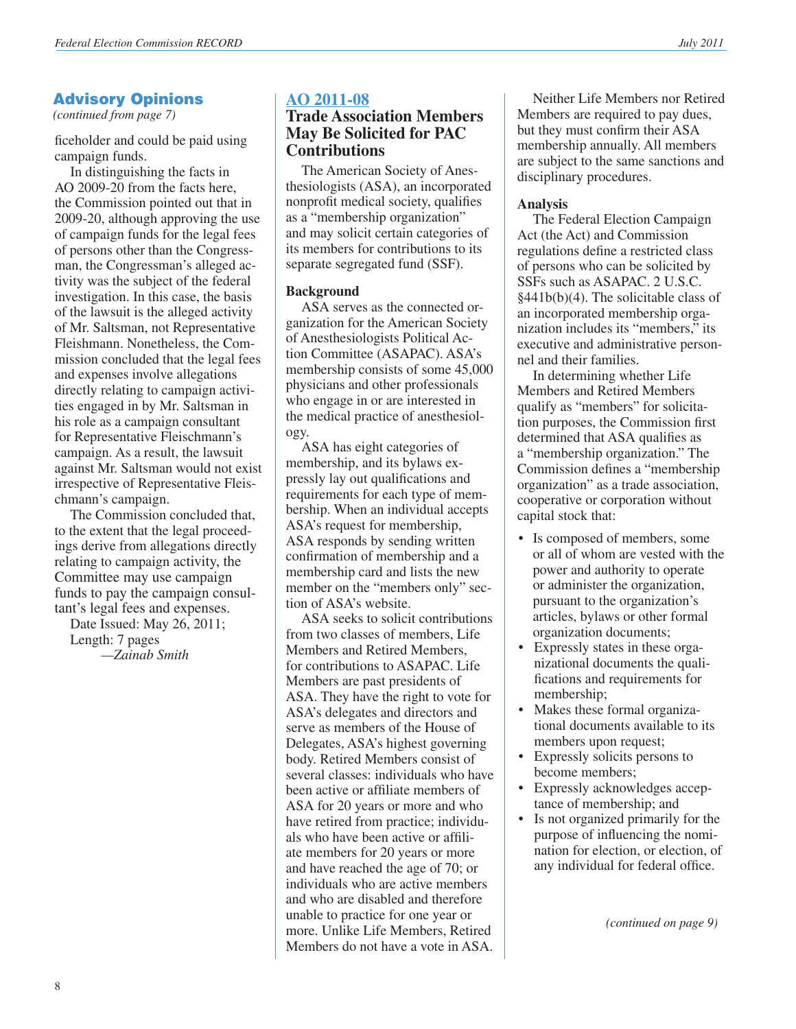## Advisory Opinions

*(continued from page 7)*

ficeholder and could be paid using campaign funds.

In distinguishing the facts in AO 2009-20 from the facts here, the Commission pointed out that in 2009-20, although approving the use of campaign funds for the legal fees of persons other than the Congressman, the Congressman's alleged activity was the subject of the federal investigation. In this case, the basis of the lawsuit is the alleged activity of Mr. Saltsman, not Representative Fleishmann. Nonetheless, the Commission concluded that the legal fees and expenses involve allegations directly relating to campaign activities engaged in by Mr. Saltsman in his role as a campaign consultant for Representative Fleischmann's campaign. As a result, the lawsuit against Mr. Saltsman would not exist irrespective of Representative Fleischmann's campaign.

The Commission concluded that, to the extent that the legal proceedings derive from allegations directly relating to campaign activity, the Committee may use campaign funds to pay the campaign consultant's legal fees and expenses.

Date Issued: May 26, 2011;
Length: 7 pages
—*Zainab Smith*

### AO 2011-08

### Trade Association Members May Be Solicited for PAC Contributions

The American Society of Anesthesiologists (ASA), an incorporated nonprofit medical society, qualifies as a "membership organization" and may solicit certain categories of its members for contributions to its separate segregated fund (SSF).

**Background**

ASA serves as the connected organization for the American Society of Anesthesiologists Political Action Committee (ASAPAC). ASA's membership consists of some 45,000 physicians and other professionals who engage in or are interested in the medical practice of anesthesiology.

ASA has eight categories of membership, and its bylaws expressly lay out qualifications and requirements for each type of membership. When an individual accepts ASA's request for membership, ASA responds by sending written confirmation of membership and a membership card and lists the new member on the "members only" section of ASA's website.

ASA seeks to solicit contributions from two classes of members, Life Members and Retired Members, for contributions to ASAPAC. Life Members are past presidents of ASA. They have the right to vote for ASA's delegates and directors and serve as members of the House of Delegates, ASA's highest governing body. Retired Members consist of several classes: individuals who have been active or affiliate members of ASA for 20 years or more and who have retired from practice; individuals who have been active or affiliate members for 20 years or more and have reached the age of 70; or individuals who are active members and who are disabled and therefore unable to practice for one year or more. Unlike Life Members, Retired Members do not have a vote in ASA.

Neither Life Members nor Retired Members are required to pay dues, but they must confirm their ASA membership annually. All members are subject to the same sanctions and disciplinary procedures.

**Analysis**

The Federal Election Campaign Act (the Act) and Commission regulations define a restricted class of persons who can be solicited by SSFs such as ASAPAC. 2 U.S.C. §441b(b)(4). The solicitable class of an incorporated membership organization includes its "members," its executive and administrative personnel and their families.

In determining whether Life Members and Retired Members qualify as "members" for solicitation purposes, the Commission first determined that ASA qualifies as a "membership organization." The Commission defines a "membership organization" as a trade association, cooperative or corporation without capital stock that:

- Is composed of members, some or all of whom are vested with the power and authority to operate or administer the organization, pursuant to the organization's articles, bylaws or other formal organization documents;
- Expressly states in these organizational documents the qualifications and requirements for membership;
- Makes these formal organizational documents available to its members upon request;
- Expressly solicits persons to become members;
- Expressly acknowledges acceptance of membership; and
- Is not organized primarily for the purpose of influencing the nomination for election, or election, of any individual for federal office.

*(continued on page 9)*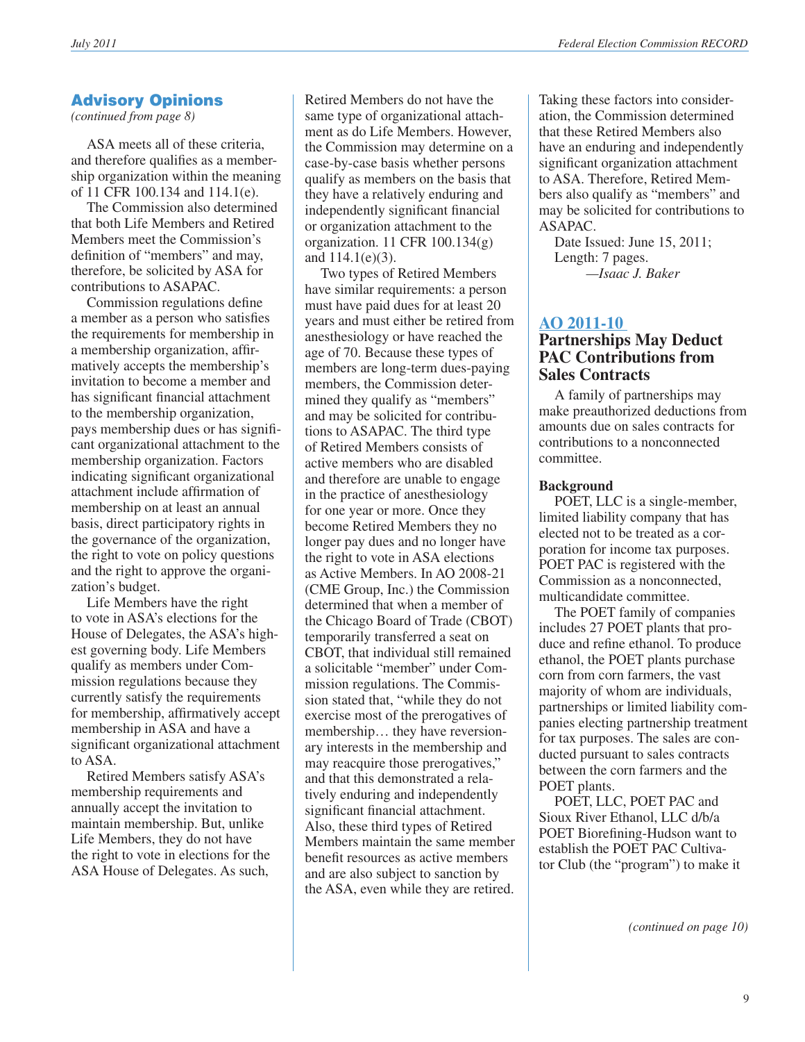## Advisory Opinions

*(continued from page 8)*

ASA meets all of these criteria, and therefore qualifies as a membership organization within the meaning of 11 CFR 100.134 and 114.1(e).

The Commission also determined that both Life Members and Retired Members meet the Commission's definition of "members" and may, therefore, be solicited by ASA for contributions to ASAPAC.

Commission regulations define a member as a person who satisfies the requirements for membership in a membership organization, affirmatively accepts the membership's invitation to become a member and has significant financial attachment to the membership organization, pays membership dues or has significant organizational attachment to the membership organization. Factors indicating significant organizational attachment include affirmation of membership on at least an annual basis, direct participatory rights in the governance of the organization, the right to vote on policy questions and the right to approve the organization's budget.

Life Members have the right to vote in ASA's elections for the House of Delegates, the ASA's highest governing body. Life Members qualify as members under Commission regulations because they currently satisfy the requirements for membership, affirmatively accept membership in ASA and have a significant organizational attachment to ASA.

Retired Members satisfy ASA's membership requirements and annually accept the invitation to maintain membership. But, unlike Life Members, they do not have the right to vote in elections for the ASA House of Delegates. As such, Retired Members do not have the same type of organizational attachment as do Life Members. However, the Commission may determine on a case-by-case basis whether persons qualify as members on the basis that they have a relatively enduring and independently significant financial or organization attachment to the organization. 11 CFR 100.134(g) and 114.1(e)(3).

Two types of Retired Members have similar requirements: a person must have paid dues for at least 20 years and must either be retired from anesthesiology or have reached the age of 70. Because these types of members are long-term dues-paying members, the Commission determined they qualify as "members" and may be solicited for contributions to ASAPAC. The third type of Retired Members consists of active members who are disabled and therefore are unable to engage in the practice of anesthesiology for one year or more. Once they become Retired Members they no longer pay dues and no longer have the right to vote in ASA elections as Active Members. In AO 2008-21 (CME Group, Inc.) the Commission determined that when a member of the Chicago Board of Trade (CBOT) temporarily transferred a seat on CBOT, that individual still remained a solicitable "member" under Commission regulations. The Commission stated that, "while they do not exercise most of the prerogatives of membership… they have reversionary interests in the membership and may reacquire those prerogatives," and that this demonstrated a relatively enduring and independently significant financial attachment. Also, these third types of Retired Members maintain the same member benefit resources as active members and are also subject to sanction by the ASA, even while they are retired. Taking these factors into consideration, the Commission determined that these Retired Members also have an enduring and independently significant organization attachment to ASA. Therefore, Retired Members also qualify as "members" and may be solicited for contributions to ASAPAC.

Date Issued: June 15, 2011;
Length: 7 pages.

—*Isaac J. Baker*

### AO 2011-10
### Partnerships May Deduct PAC Contributions from Sales Contracts

A family of partnerships may make preauthorized deductions from amounts due on sales contracts for contributions to a nonconnected committee.

**Background**

POET, LLC is a single-member, limited liability company that has elected not to be treated as a corporation for income tax purposes. POET PAC is registered with the Commission as a nonconnected, multicandidate committee.

The POET family of companies includes 27 POET plants that produce and refine ethanol. To produce ethanol, the POET plants purchase corn from corn farmers, the vast majority of whom are individuals, partnerships or limited liability companies electing partnership treatment for tax purposes. The sales are conducted pursuant to sales contracts between the corn farmers and the POET plants.

POET, LLC, POET PAC and Sioux River Ethanol, LLC d/b/a POET Biorefining-Hudson want to establish the POET PAC Cultivator Club (the "program") to make it

*(continued on page 10)*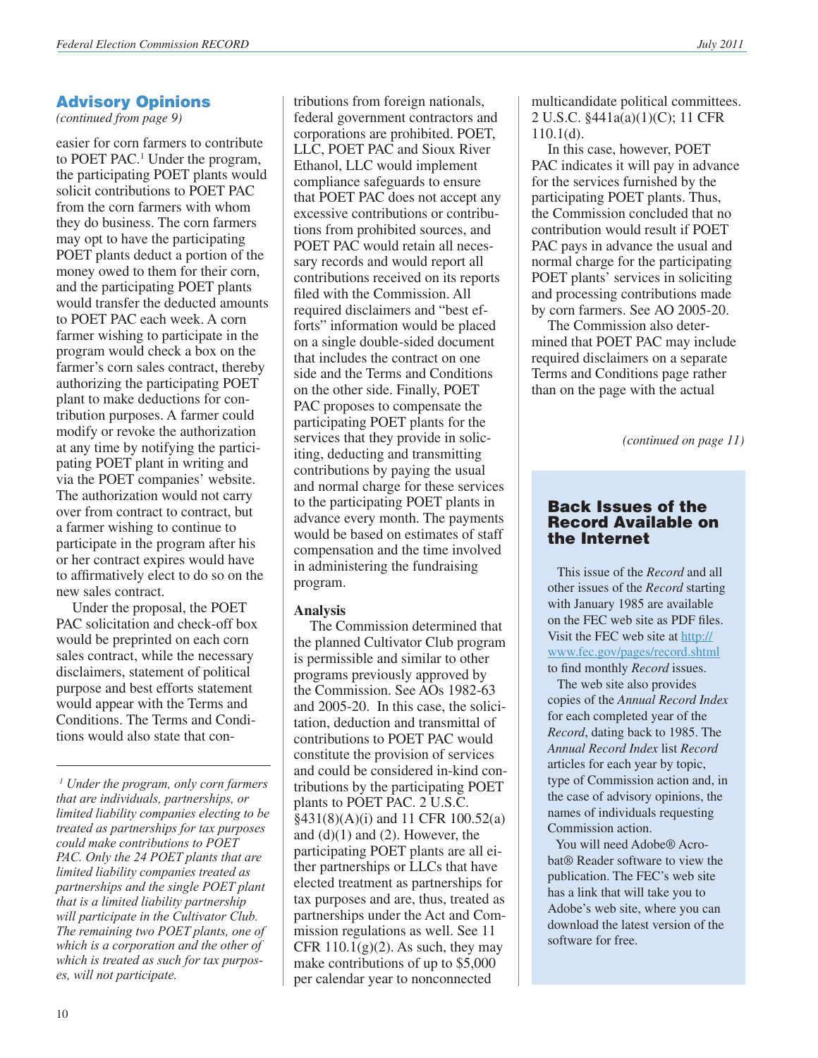## Advisory Opinions

*(continued from page 9)*

easier for corn farmers to contribute to POET PAC.[1] Under the program, the participating POET plants would solicit contributions to POET PAC from the corn farmers with whom they do business. The corn farmers may opt to have the participating POET plants deduct a portion of the money owed to them for their corn, and the participating POET plants would transfer the deducted amounts to POET PAC each week. A corn farmer wishing to participate in the program would check a box on the farmer's corn sales contract, thereby authorizing the participating POET plant to make deductions for contribution purposes. A farmer could modify or revoke the authorization at any time by notifying the participating POET plant in writing and via the POET companies' website. The authorization would not carry over from contract to contract, but a farmer wishing to continue to participate in the program after his or her contract expires would have to affirmatively elect to do so on the new sales contract.

Under the proposal, the POET PAC solicitation and check-off box would be preprinted on each corn sales contract, while the necessary disclaimers, statement of political purpose and best efforts statement would appear with the Terms and Conditions. The Terms and Conditions would also state that contributions from foreign nationals, federal government contractors and corporations are prohibited. POET, LLC, POET PAC and Sioux River Ethanol, LLC would implement compliance safeguards to ensure that POET PAC does not accept any excessive contributions or contributions from prohibited sources, and POET PAC would retain all necessary records and would report all contributions received on its reports filed with the Commission. All required disclaimers and "best efforts" information would be placed on a single double-sided document that includes the contract on one side and the Terms and Conditions on the other side. Finally, POET PAC proposes to compensate the participating POET plants for the services that they provide in soliciting, deducting and transmitting contributions by paying the usual and normal charge for these services to the participating POET plants in advance every month. The payments would be based on estimates of staff compensation and the time involved in administering the fundraising program.

**Analysis**

The Commission determined that the planned Cultivator Club program is permissible and similar to other programs previously approved by the Commission. See AOs 1982-63 and 2005-20. In this case, the solicitation, deduction and transmittal of contributions to POET PAC would constitute the provision of services and could be considered in-kind contributions by the participating POET plants to POET PAC. 2 U.S.C. §431(8)(A)(i) and 11 CFR 100.52(a) and (d)(1) and (2). However, the participating POET plants are all either partnerships or LLCs that have elected treatment as partnerships for tax purposes and are, thus, treated as partnerships under the Act and Commission regulations as well. See 11 CFR 110.1(g)(2). As such, they may make contributions of up to $5,000 per calendar year to nonconnected multicandidate political committees. 2 U.S.C. §441a(a)(1)(C); 11 CFR 110.1(d).

In this case, however, POET PAC indicates it will pay in advance for the services furnished by the participating POET plants. Thus, the Commission concluded that no contribution would result if POET PAC pays in advance the usual and normal charge for the participating POET plants' services in soliciting and processing contributions made by corn farmers. See AO 2005-20.

The Commission also determined that POET PAC may include required disclaimers on a separate Terms and Conditions page rather than on the page with the actual

*(continued on page 11)*

[1] *Under the program, only corn farmers that are individuals, partnerships, or limited liability companies electing to be treated as partnerships for tax purposes could make contributions to POET PAC. Only the 24 POET plants that are limited liability companies treated as partnerships and the single POET plant that is a limited liability partnership will participate in the Cultivator Club. The remaining two POET plants, one of which is a corporation and the other of which is treated as such for tax purposes, will not participate.*

### Back Issues of the Record Available on the Internet

This issue of the *Record* and all other issues of the *Record* starting with January 1985 are available on the FEC web site as PDF files. Visit the FEC web site at http://www.fec.gov/pages/record.shtml to find monthly *Record* issues.

The web site also provides copies of the *Annual Record Index* for each completed year of the *Record*, dating back to 1985. The *Annual Record Index* list *Record* articles for each year by topic, type of Commission action and, in the case of advisory opinions, the names of individuals requesting Commission action.

You will need Adobe® Acrobat® Reader software to view the publication. The FEC's web site has a link that will take you to Adobe's web site, where you can download the latest version of the software for free.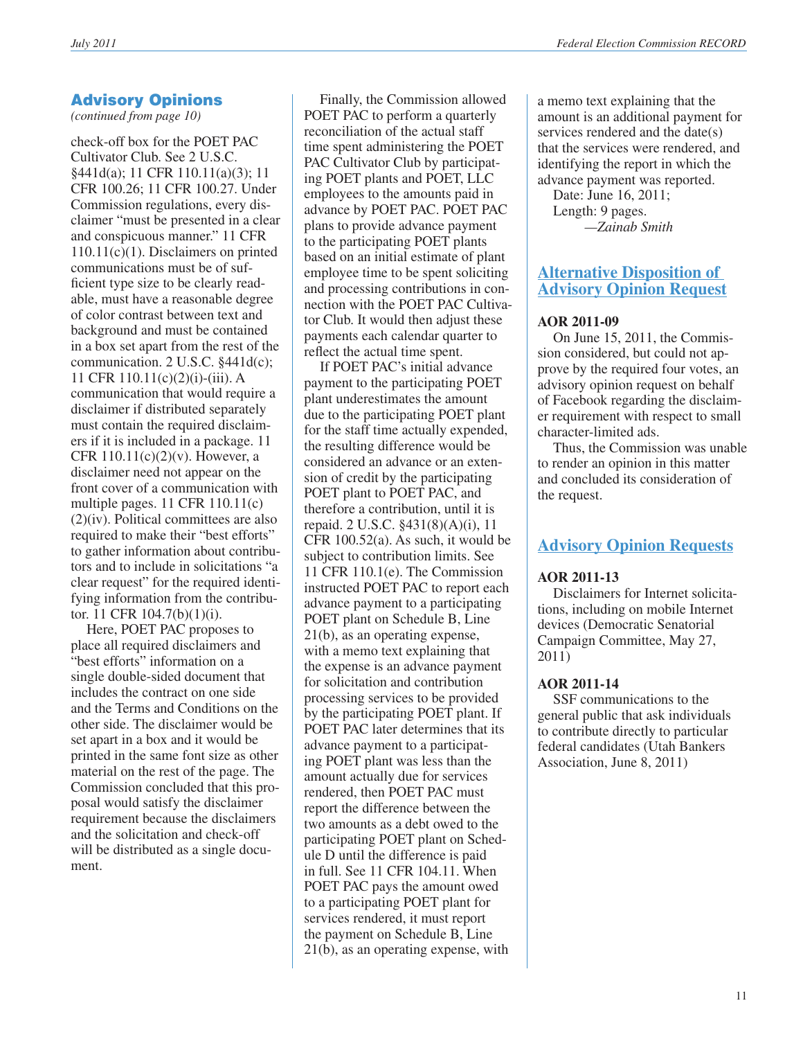## Advisory Opinions

*(continued from page 10)*

check-off box for the POET PAC Cultivator Club. See 2 U.S.C. §441d(a); 11 CFR 110.11(a)(3); 11 CFR 100.26; 11 CFR 100.27. Under Commission regulations, every disclaimer "must be presented in a clear and conspicuous manner." 11 CFR 110.11(c)(1). Disclaimers on printed communications must be of sufficient type size to be clearly readable, must have a reasonable degree of color contrast between text and background and must be contained in a box set apart from the rest of the communication. 2 U.S.C. §441d(c); 11 CFR 110.11(c)(2)(i)-(iii). A communication that would require a disclaimer if distributed separately must contain the required disclaimers if it is included in a package. 11 CFR 110.11(c)(2)(v). However, a disclaimer need not appear on the front cover of a communication with multiple pages. 11 CFR 110.11(c)(2)(iv). Political committees are also required to make their "best efforts" to gather information about contributors and to include in solicitations "a clear request" for the required identifying information from the contributor. 11 CFR 104.7(b)(1)(i).

Here, POET PAC proposes to place all required disclaimers and "best efforts" information on a single double-sided document that includes the contract on one side and the Terms and Conditions on the other side. The disclaimer would be set apart in a box and it would be printed in the same font size as other material on the rest of the page. The Commission concluded that this proposal would satisfy the disclaimer requirement because the disclaimers and the solicitation and check-off will be distributed as a single document.

Finally, the Commission allowed POET PAC to perform a quarterly reconciliation of the actual staff time spent administering the POET PAC Cultivator Club by participating POET plants and POET, LLC employees to the amounts paid in advance by POET PAC. POET PAC plans to provide advance payment to the participating POET plants based on an initial estimate of plant employee time to be spent soliciting and processing contributions in connection with the POET PAC Cultivator Club. It would then adjust these payments each calendar quarter to reflect the actual time spent.

If POET PAC's initial advance payment to the participating POET plant underestimates the amount due to the participating POET plant for the staff time actually expended, the resulting difference would be considered an advance or an extension of credit by the participating POET plant to POET PAC, and therefore a contribution, until it is repaid. 2 U.S.C. §431(8)(A)(i), 11 CFR 100.52(a). As such, it would be subject to contribution limits. See 11 CFR 110.1(e). The Commission instructed POET PAC to report each advance payment to a participating POET plant on Schedule B, Line 21(b), as an operating expense, with a memo text explaining that the expense is an advance payment for solicitation and contribution processing services to be provided by the participating POET plant. If POET PAC later determines that its advance payment to a participating POET plant was less than the amount actually due for services rendered, then POET PAC must report the difference between the two amounts as a debt owed to the participating POET plant on Schedule D until the difference is paid in full. See 11 CFR 104.11. When POET PAC pays the amount owed to a participating POET plant for services rendered, it must report the payment on Schedule B, Line 21(b), as an operating expense, with a memo text explaining that the amount is an additional payment for services rendered and the date(s) that the services were rendered, and identifying the report in which the advance payment was reported.

Date: June 16, 2011;
Length: 9 pages.
*—Zainab Smith*

## Alternative Disposition of Advisory Opinion Request

**AOR 2011-09**

On June 15, 2011, the Commission considered, but could not approve by the required four votes, an advisory opinion request on behalf of Facebook regarding the disclaimer requirement with respect to small character-limited ads.

Thus, the Commission was unable to render an opinion in this matter and concluded its consideration of the request.

## Advisory Opinion Requests

**AOR 2011-13**

Disclaimers for Internet solicitations, including on mobile Internet devices (Democratic Senatorial Campaign Committee, May 27, 2011)

**AOR 2011-14**

SSF communications to the general public that ask individuals to contribute directly to particular federal candidates (Utah Bankers Association, June 8, 2011)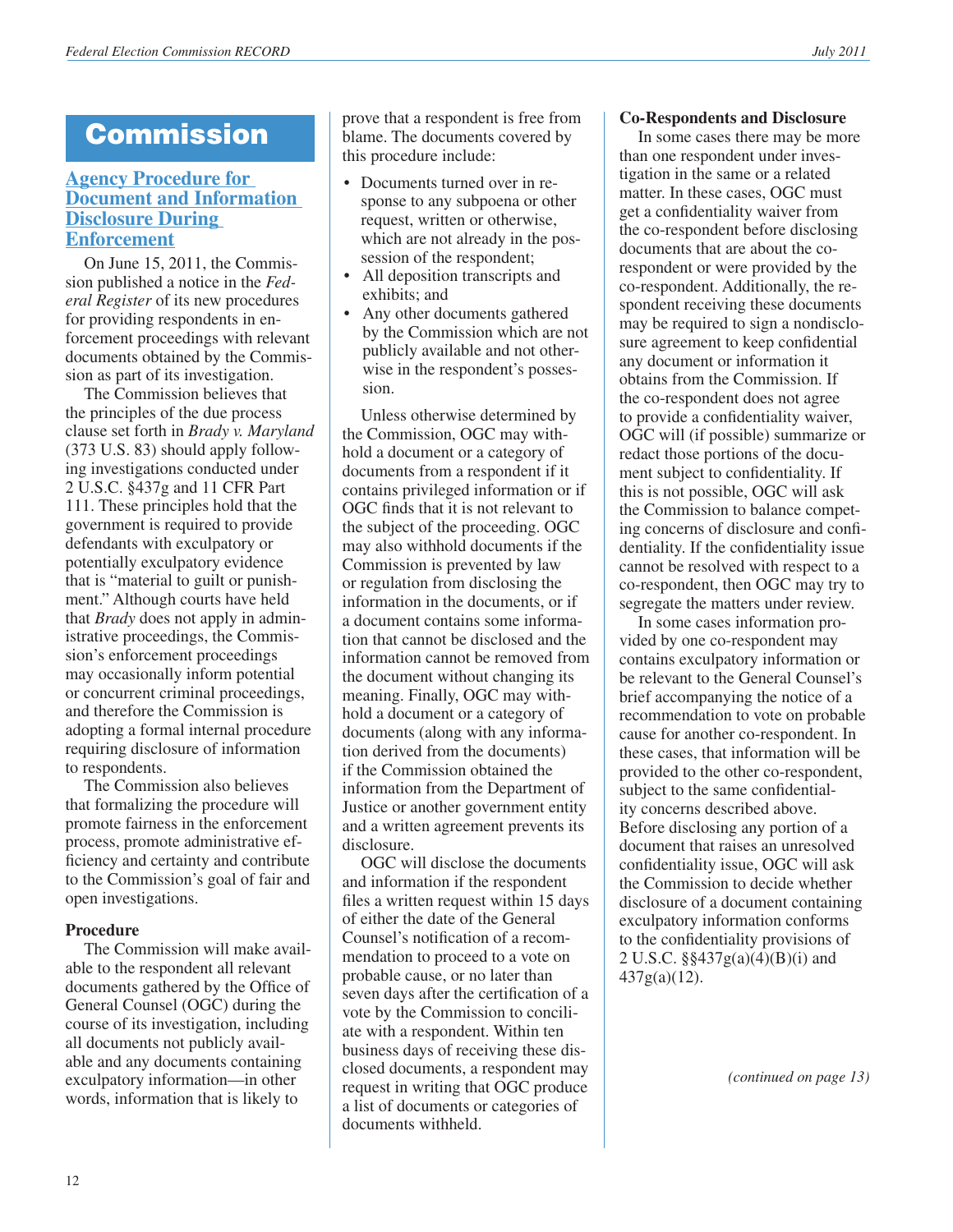# Commission

## Agency Procedure for Document and Information Disclosure During Enforcement

On June 15, 2011, the Commission published a notice in the *Federal Register* of its new procedures for providing respondents in enforcement proceedings with relevant documents obtained by the Commission as part of its investigation.

The Commission believes that the principles of the due process clause set forth in *Brady v. Maryland* (373 U.S. 83) should apply following investigations conducted under 2 U.S.C. §437g and 11 CFR Part 111. These principles hold that the government is required to provide defendants with exculpatory or potentially exculpatory evidence that is "material to guilt or punishment." Although courts have held that *Brady* does not apply in administrative proceedings, the Commission's enforcement proceedings may occasionally inform potential or concurrent criminal proceedings, and therefore the Commission is adopting a formal internal procedure requiring disclosure of information to respondents.

The Commission also believes that formalizing the procedure will promote fairness in the enforcement process, promote administrative efficiency and certainty and contribute to the Commission's goal of fair and open investigations.

### Procedure

The Commission will make available to the respondent all relevant documents gathered by the Office of General Counsel (OGC) during the course of its investigation, including all documents not publicly available and any documents containing exculpatory information—in other words, information that is likely to prove that a respondent is free from blame. The documents covered by this procedure include:

- Documents turned over in response to any subpoena or other request, written or otherwise, which are not already in the possession of the respondent;
- All deposition transcripts and exhibits; and
- Any other documents gathered by the Commission which are not publicly available and not otherwise in the respondent's possession.

Unless otherwise determined by the Commission, OGC may withhold a document or a category of documents from a respondent if it contains privileged information or if OGC finds that it is not relevant to the subject of the proceeding. OGC may also withhold documents if the Commission is prevented by law or regulation from disclosing the information in the documents, or if a document contains some information that cannot be disclosed and the information cannot be removed from the document without changing its meaning. Finally, OGC may withhold a document or a category of documents (along with any information derived from the documents) if the Commission obtained the information from the Department of Justice or another government entity and a written agreement prevents its disclosure.

OGC will disclose the documents and information if the respondent files a written request within 15 days of either the date of the General Counsel's notification of a recommendation to proceed to a vote on probable cause, or no later than seven days after the certification of a vote by the Commission to conciliate with a respondent. Within ten business days of receiving these disclosed documents, a respondent may request in writing that OGC produce a list of documents or categories of documents withheld.

### Co-Respondents and Disclosure

In some cases there may be more than one respondent under investigation in the same or a related matter. In these cases, OGC must get a confidentiality waiver from the co-respondent before disclosing documents that are about the co-respondent or were provided by the co-respondent. Additionally, the respondent receiving these documents may be required to sign a nondisclosure agreement to keep confidential any document or information it obtains from the Commission. If the co-respondent does not agree to provide a confidentiality waiver, OGC will (if possible) summarize or redact those portions of the document subject to confidentiality. If this is not possible, OGC will ask the Commission to balance competing concerns of disclosure and confidentiality. If the confidentiality issue cannot be resolved with respect to a co-respondent, then OGC may try to segregate the matters under review.

In some cases information provided by one co-respondent may contains exculpatory information or be relevant to the General Counsel's brief accompanying the notice of a recommendation to vote on probable cause for another co-respondent. In these cases, that information will be provided to the other co-respondent, subject to the same confidentiality concerns described above. Before disclosing any portion of a document that raises an unresolved confidentiality issue, OGC will ask the Commission to decide whether disclosure of a document containing exculpatory information conforms to the confidentiality provisions of 2 U.S.C. §§437g(a)(4)(B)(i) and 437g(a)(12).

*(continued on page 13)*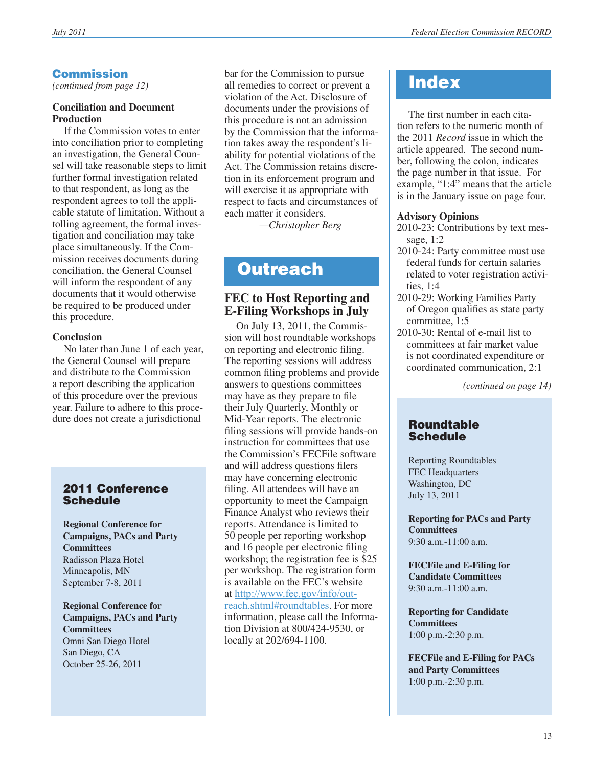## Commission

*(continued from page 12)*

### Conciliation and Document Production

If the Commission votes to enter into conciliation prior to completing an investigation, the General Counsel will take reasonable steps to limit further formal investigation related to that respondent, as long as the respondent agrees to toll the applicable statute of limitation. Without a tolling agreement, the formal investigation and conciliation may take place simultaneously. If the Commission receives documents during conciliation, the General Counsel will inform the respondent of any documents that it would otherwise be required to be produced under this procedure.

### Conclusion

No later than June 1 of each year, the General Counsel will prepare and distribute to the Commission a report describing the application of this procedure over the previous year. Failure to adhere to this procedure does not create a jurisdictional bar for the Commission to pursue all remedies to correct or prevent a violation of the Act. Disclosure of documents under the provisions of this procedure is not an admission by the Commission that the information takes away the respondent's liability for potential violations of the Act. The Commission retains discretion in its enforcement program and will exercise it as appropriate with respect to facts and circumstances of each matter it considers.

—*Christopher Berg*

## 2011 Conference Schedule

**Regional Conference for Campaigns, PACs and Party Committees**
Radisson Plaza Hotel
Minneapolis, MN
September 7-8, 2011

**Regional Conference for Campaigns, PACs and Party Committees**
Omni San Diego Hotel
San Diego, CA
October 25-26, 2011

## Outreach

### FEC to Host Reporting and E-Filing Workshops in July

On July 13, 2011, the Commission will host roundtable workshops on reporting and electronic filing. The reporting sessions will address common filing problems and provide answers to questions committees may have as they prepare to file their July Quarterly, Monthly or Mid-Year reports. The electronic filing sessions will provide hands-on instruction for committees that use the Commission's FECFile software and will address questions filers may have concerning electronic filing. All attendees will have an opportunity to meet the Campaign Finance Analyst who reviews their reports. Attendance is limited to 50 people per reporting workshop and 16 people per electronic filing workshop; the registration fee is $25 per workshop. The registration form is available on the FEC's website at http://www.fec.gov/info/outreach.shtml#roundtables. For more information, please call the Information Division at 800/424-9530, or locally at 202/694-1100.

## Index

The first number in each citation refers to the numeric month of the 2011 *Record* issue in which the article appeared. The second number, following the colon, indicates the page number in that issue. For example, "1:4" means that the article is in the January issue on page four.

### Advisory Opinions

2010-23: Contributions by text message, 1:2
2010-24: Party committee must use federal funds for certain salaries related to voter registration activities, 1:4
2010-29: Working Families Party of Oregon qualifies as state party committee, 1:5
2010-30: Rental of e-mail list to committees at fair market value is not coordinated expenditure or coordinated communication, 2:1

*(continued on page 14)*

## Roundtable Schedule

Reporting Roundtables
FEC Headquarters
Washington, DC
July 13, 2011

**Reporting for PACs and Party Committees**
9:30 a.m.-11:00 a.m.

**FECFile and E-Filing for Candidate Committees**
9:30 a.m.-11:00 a.m.

**Reporting for Candidate Committees**
1:00 p.m.-2:30 p.m.

**FECFile and E-Filing for PACs and Party Committees**
1:00 p.m.-2:30 p.m.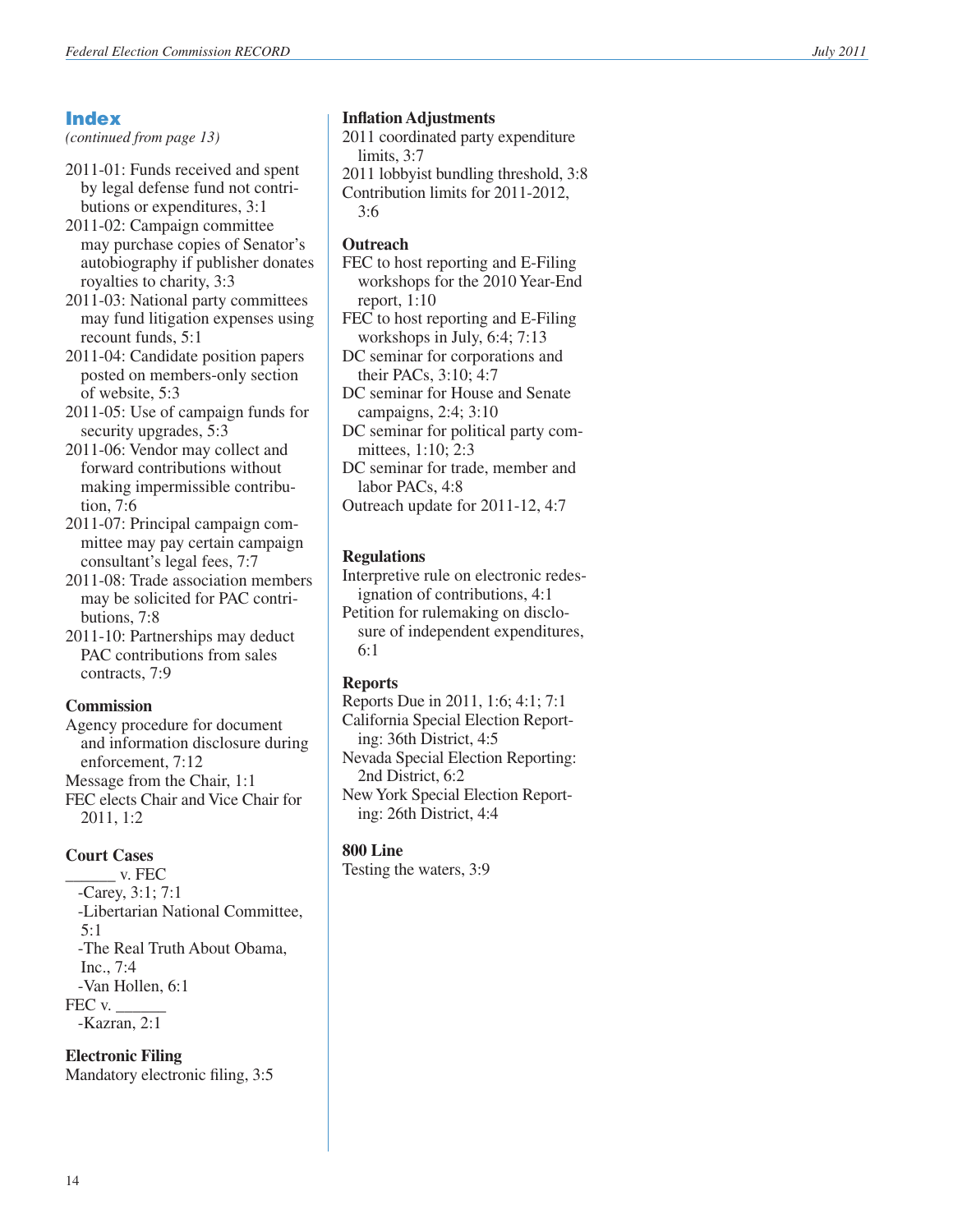## Index

*(continued from page 13)*

2011-01: Funds received and spent by legal defense fund not contributions or expenditures, 3:1
2011-02: Campaign committee may purchase copies of Senator's autobiography if publisher donates royalties to charity, 3:3
2011-03: National party committees may fund litigation expenses using recount funds, 5:1
2011-04: Candidate position papers posted on members-only section of website, 5:3
2011-05: Use of campaign funds for security upgrades, 5:3
2011-06: Vendor may collect and forward contributions without making impermissible contribution, 7:6
2011-07: Principal campaign committee may pay certain campaign consultant's legal fees, 7:7
2011-08: Trade association members may be solicited for PAC contributions, 7:8
2011-10: Partnerships may deduct PAC contributions from sales contracts, 7:9

**Commission**

Agency procedure for document and information disclosure during enforcement, 7:12
Message from the Chair, 1:1
FEC elects Chair and Vice Chair for 2011, 1:2

**Court Cases**

______ v. FEC
-Carey, 3:1; 7:1
-Libertarian National Committee, 5:1
-The Real Truth About Obama, Inc., 7:4
-Van Hollen, 6:1
FEC v. ______
-Kazran, 2:1

**Electronic Filing**

Mandatory electronic filing, 3:5

**Inflation Adjustments**

2011 coordinated party expenditure limits, 3:7
2011 lobbyist bundling threshold, 3:8
Contribution limits for 2011-2012, 3:6

**Outreach**

FEC to host reporting and E-Filing workshops for the 2010 Year-End report, 1:10
FEC to host reporting and E-Filing workshops in July, 6:4; 7:13
DC seminar for corporations and their PACs, 3:10; 4:7
DC seminar for House and Senate campaigns, 2:4; 3:10
DC seminar for political party committees, 1:10; 2:3
DC seminar for trade, member and labor PACs, 4:8
Outreach update for 2011-12, 4:7

**Regulations**

Interpretive rule on electronic redesignation of contributions, 4:1
Petition for rulemaking on disclosure of independent expenditures, 6:1

**Reports**

Reports Due in 2011, 1:6; 4:1; 7:1
California Special Election Reporting: 36th District, 4:5
Nevada Special Election Reporting: 2nd District, 6:2
New York Special Election Reporting: 26th District, 4:4

**800 Line**

Testing the waters, 3:9